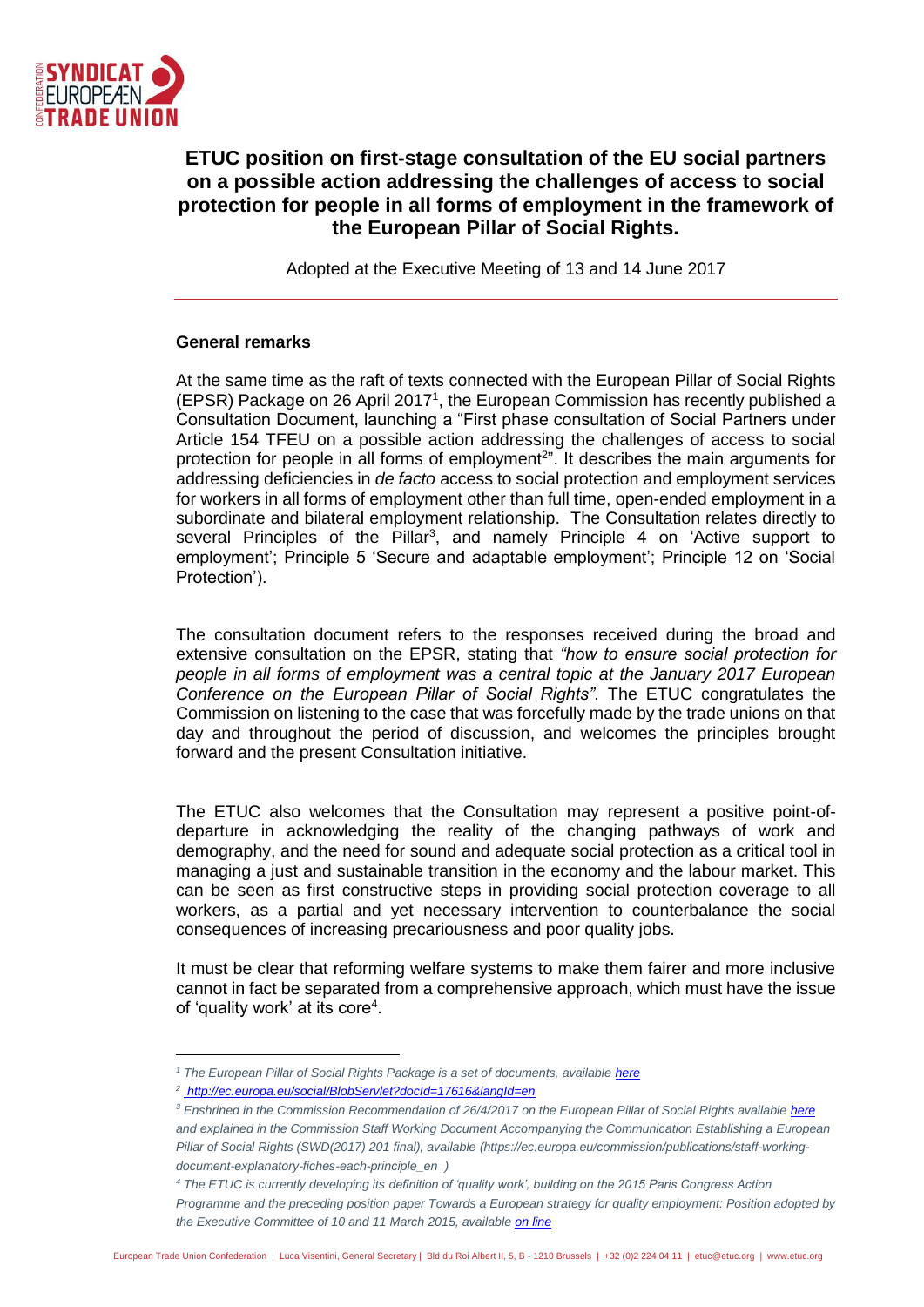# ETUC position on first-stage consultation of the EU social partners on a possible action addressing the challenges of access to social protection for people in all forms of employment in the framework of the European Pillar of Social Rights.

Adopted at the Executive Meeting of 13 and 14 June 2017

---

## General remarks

At the same time as the raft of texts connected with the European Pillar of Social Rights (EPSR) Package on 26 April 2017[1], the European Commission has recently published a Consultation Document, launching a "First phase consultation of Social Partners under Article 154 TFEU on a possible action addressing the challenges of access to social protection for people in all forms of employment[2]". It describes the main arguments for addressing deficiencies in *de facto* access to social protection and employment services for workers in all forms of employment other than full time, open-ended employment in a subordinate and bilateral employment relationship. The Consultation relates directly to several Principles of the Pillar[3], and namely Principle 4 on 'Active support to employment'; Principle 5 'Secure and adaptable employment'; Principle 12 on 'Social Protection').

The consultation document refers to the responses received during the broad and extensive consultation on the EPSR, stating that *"how to ensure social protection for people in all forms of employment was a central topic at the January 2017 European Conference on the European Pillar of Social Rights"*. The ETUC congratulates the Commission on listening to the case that was forcefully made by the trade unions on that day and throughout the period of discussion, and welcomes the principles brought forward and the present Consultation initiative.

The ETUC also welcomes that the Consultation may represent a positive point-of-departure in acknowledging the reality of the changing pathways of work and demography, and the need for sound and adequate social protection as a critical tool in managing a just and sustainable transition in the economy and the labour market. This can be seen as first constructive steps in providing social protection coverage to all workers, as a partial and yet necessary intervention to counterbalance the social consequences of increasing precariousness and poor quality jobs.

It must be clear that reforming welfare systems to make them fairer and more inclusive cannot in fact be separated from a comprehensive approach, which must have the issue of 'quality work' at its core[4].

---

[1] *The European Pillar of Social Rights Package is a set of documents, available here*

[2] *http://ec.europa.eu/social/BlobServlet?docId=17616&langId=en*

[3] *Enshrined in the Commission Recommendation of 26/4/2017 on the European Pillar of Social Rights available here and explained in the Commission Staff Working Document Accompanying the Communication Establishing a European Pillar of Social Rights (SWD(2017) 201 final), available (https://ec.europa.eu/commission/publications/staff-working-document-explanatory-fiches-each-principle_en )*

[4] *The ETUC is currently developing its definition of 'quality work', building on the 2015 Paris Congress Action Programme and the preceding position paper Towards a European strategy for quality employment: Position adopted by the Executive Committee of 10 and 11 March 2015, available on line*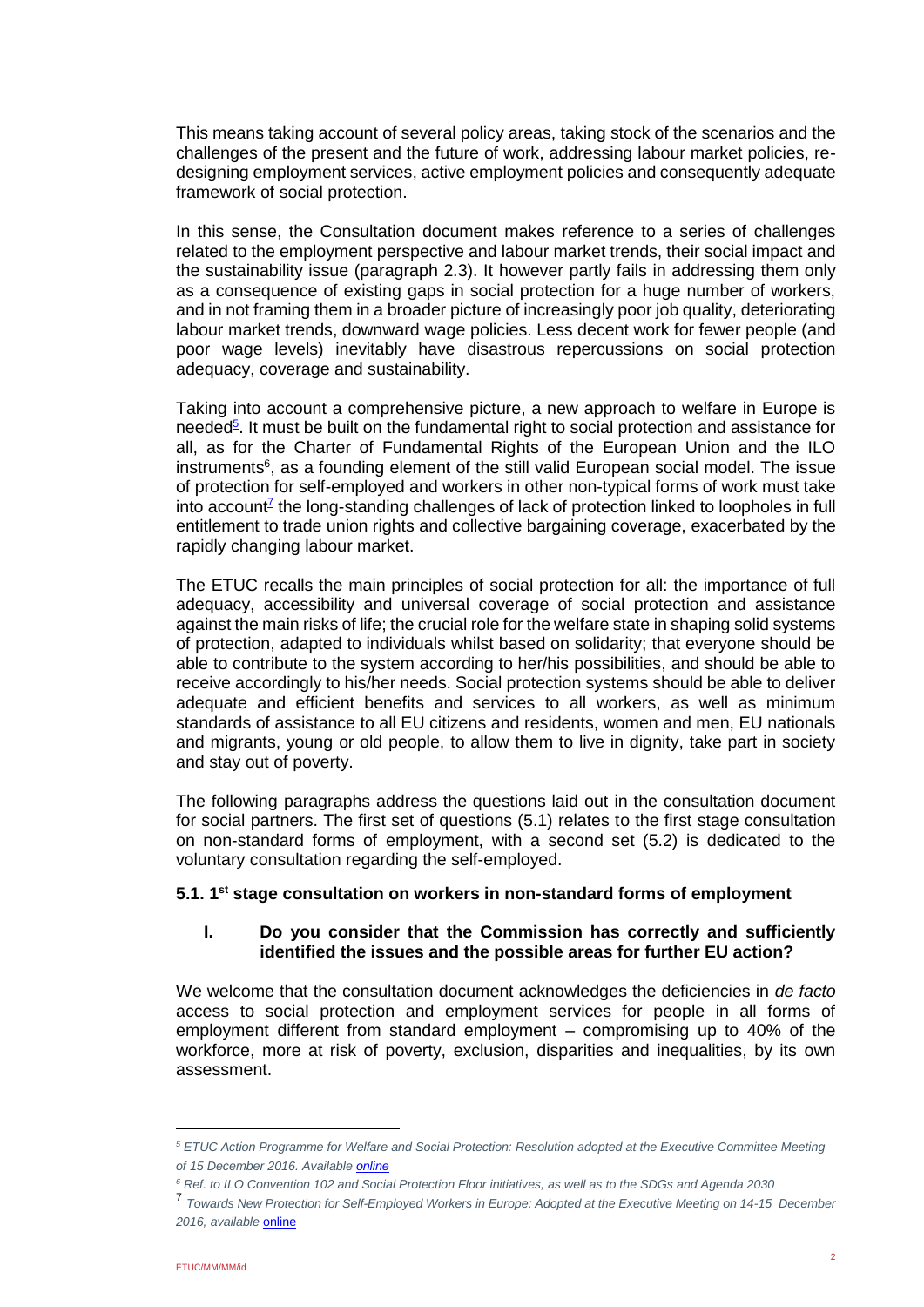This means taking account of several policy areas, taking stock of the scenarios and the challenges of the present and the future of work, addressing labour market policies, re-designing employment services, active employment policies and consequently adequate framework of social protection.

In this sense, the Consultation document makes reference to a series of challenges related to the employment perspective and labour market trends, their social impact and the sustainability issue (paragraph 2.3). It however partly fails in addressing them only as a consequence of existing gaps in social protection for a huge number of workers, and in not framing them in a broader picture of increasingly poor job quality, deteriorating labour market trends, downward wage policies. Less decent work for fewer people (and poor wage levels) inevitably have disastrous repercussions on social protection adequacy, coverage and sustainability.

Taking into account a comprehensive picture, a new approach to welfare in Europe is needed[5]. It must be built on the fundamental right to social protection and assistance for all, as for the Charter of Fundamental Rights of the European Union and the ILO instruments[6], as a founding element of the still valid European social model. The issue of protection for self-employed and workers in other non-typical forms of work must take into account[7] the long-standing challenges of lack of protection linked to loopholes in full entitlement to trade union rights and collective bargaining coverage, exacerbated by the rapidly changing labour market.

The ETUC recalls the main principles of social protection for all: the importance of full adequacy, accessibility and universal coverage of social protection and assistance against the main risks of life; the crucial role for the welfare state in shaping solid systems of protection, adapted to individuals whilst based on solidarity; that everyone should be able to contribute to the system according to her/his possibilities, and should be able to receive accordingly to his/her needs. Social protection systems should be able to deliver adequate and efficient benefits and services to all workers, as well as minimum standards of assistance to all EU citizens and residents, women and men, EU nationals and migrants, young or old people, to allow them to live in dignity, take part in society and stay out of poverty.

The following paragraphs address the questions laid out in the consultation document for social partners. The first set of questions (5.1) relates to the first stage consultation on non-standard forms of employment, with a second set (5.2) is dedicated to the voluntary consultation regarding the self-employed.

### 5.1. 1st stage consultation on workers in non-standard forms of employment

#### I. Do you consider that the Commission has correctly and sufficiently identified the issues and the possible areas for further EU action?

We welcome that the consultation document acknowledges the deficiencies in *de facto* access to social protection and employment services for people in all forms of employment different from standard employment – compromising up to 40% of the workforce, more at risk of poverty, exclusion, disparities and inequalities, by its own assessment.

---

[5] *ETUC Action Programme for Welfare and Social Protection: Resolution adopted at the Executive Committee Meeting of 15 December 2016. Available online*

[6] *Ref. to ILO Convention 102 and Social Protection Floor initiatives, as well as to the SDGs and Agenda 2030*

[7] *Towards New Protection for Self-Employed Workers in Europe: Adopted at the Executive Meeting on 14-15 December 2016, available* online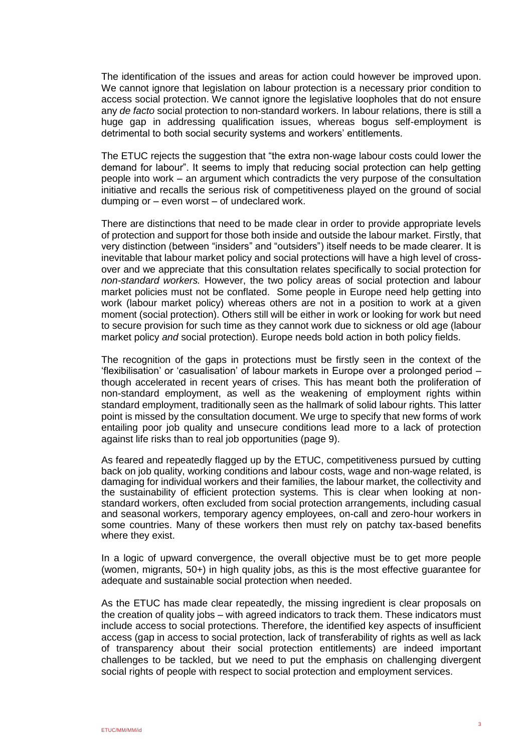The identification of the issues and areas for action could however be improved upon. We cannot ignore that legislation on labour protection is a necessary prior condition to access social protection. We cannot ignore the legislative loopholes that do not ensure any *de facto* social protection to non-standard workers. In labour relations, there is still a huge gap in addressing qualification issues, whereas bogus self-employment is detrimental to both social security systems and workers' entitlements.

The ETUC rejects the suggestion that "the extra non-wage labour costs could lower the demand for labour". It seems to imply that reducing social protection can help getting people into work – an argument which contradicts the very purpose of the consultation initiative and recalls the serious risk of competitiveness played on the ground of social dumping or – even worst – of undeclared work.

There are distinctions that need to be made clear in order to provide appropriate levels of protection and support for those both inside and outside the labour market. Firstly, that very distinction (between "insiders" and "outsiders") itself needs to be made clearer. It is inevitable that labour market policy and social protections will have a high level of cross-over and we appreciate that this consultation relates specifically to social protection for *non-standard workers.* However, the two policy areas of social protection and labour market policies must not be conflated. Some people in Europe need help getting into work (labour market policy) whereas others are not in a position to work at a given moment (social protection). Others still will be either in work or looking for work but need to secure provision for such time as they cannot work due to sickness or old age (labour market policy *and* social protection). Europe needs bold action in both policy fields.

The recognition of the gaps in protections must be firstly seen in the context of the 'flexibilisation' or 'casualisation' of labour markets in Europe over a prolonged period – though accelerated in recent years of crises. This has meant both the proliferation of non-standard employment, as well as the weakening of employment rights within standard employment, traditionally seen as the hallmark of solid labour rights. This latter point is missed by the consultation document. We urge to specify that new forms of work entailing poor job quality and unsecure conditions lead more to a lack of protection against life risks than to real job opportunities (page 9).

As feared and repeatedly flagged up by the ETUC, competitiveness pursued by cutting back on job quality, working conditions and labour costs, wage and non-wage related, is damaging for individual workers and their families, the labour market, the collectivity and the sustainability of efficient protection systems. This is clear when looking at non-standard workers, often excluded from social protection arrangements, including casual and seasonal workers, temporary agency employees, on-call and zero-hour workers in some countries. Many of these workers then must rely on patchy tax-based benefits where they exist.

In a logic of upward convergence, the overall objective must be to get more people (women, migrants, 50+) in high quality jobs, as this is the most effective guarantee for adequate and sustainable social protection when needed.

As the ETUC has made clear repeatedly, the missing ingredient is clear proposals on the creation of quality jobs – with agreed indicators to track them. These indicators must include access to social protections. Therefore, the identified key aspects of insufficient access (gap in access to social protection, lack of transferability of rights as well as lack of transparency about their social protection entitlements) are indeed important challenges to be tackled, but we need to put the emphasis on challenging divergent social rights of people with respect to social protection and employment services.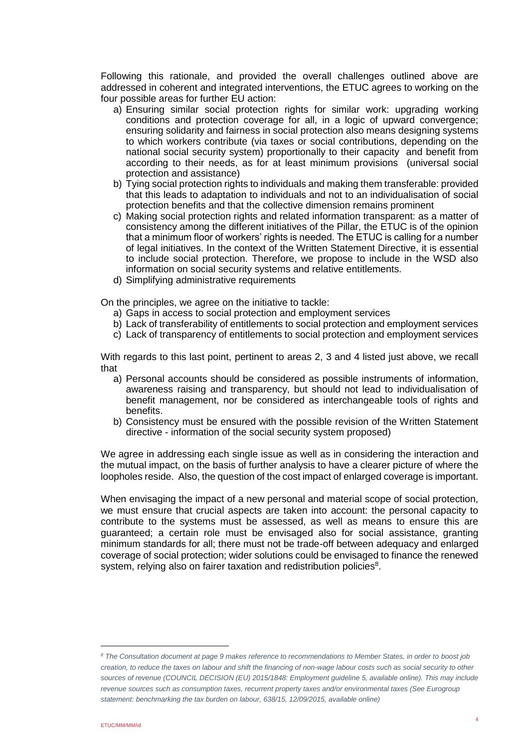Following this rationale, and provided the overall challenges outlined above are addressed in coherent and integrated interventions, the ETUC agrees to working on the four possible areas for further EU action:

a) Ensuring similar social protection rights for similar work: upgrading working conditions and protection coverage for all, in a logic of upward convergence; ensuring solidarity and fairness in social protection also means designing systems to which workers contribute (via taxes or social contributions, depending on the national social security system) proportionally to their capacity and benefit from according to their needs, as for at least minimum provisions (universal social protection and assistance)
b) Tying social protection rights to individuals and making them transferable: provided that this leads to adaptation to individuals and not to an individualisation of social protection benefits and that the collective dimension remains prominent
c) Making social protection rights and related information transparent: as a matter of consistency among the different initiatives of the Pillar, the ETUC is of the opinion that a minimum floor of workers' rights is needed. The ETUC is calling for a number of legal initiatives. In the context of the Written Statement Directive, it is essential to include social protection. Therefore, we propose to include in the WSD also information on social security systems and relative entitlements.
d) Simplifying administrative requirements

On the principles, we agree on the initiative to tackle:

a) Gaps in access to social protection and employment services
b) Lack of transferability of entitlements to social protection and employment services
c) Lack of transparency of entitlements to social protection and employment services

With regards to this last point, pertinent to areas 2, 3 and 4 listed just above, we recall that

a) Personal accounts should be considered as possible instruments of information, awareness raising and transparency, but should not lead to individualisation of benefit management, nor be considered as interchangeable tools of rights and benefits.
b) Consistency must be ensured with the possible revision of the Written Statement directive - information of the social security system proposed)

We agree in addressing each single issue as well as in considering the interaction and the mutual impact, on the basis of further analysis to have a clearer picture of where the loopholes reside. Also, the question of the cost impact of enlarged coverage is important.

When envisaging the impact of a new personal and material scope of social protection, we must ensure that crucial aspects are taken into account: the personal capacity to contribute to the systems must be assessed, as well as means to ensure this are guaranteed; a certain role must be envisaged also for social assistance, granting minimum standards for all; there must not be trade-off between adequacy and enlarged coverage of social protection; wider solutions could be envisaged to finance the renewed system, relying also on fairer taxation and redistribution policies[8].

---

*[8] The Consultation document at page 9 makes reference to recommendations to Member States, in order to boost job creation, to reduce the taxes on labour and shift the financing of non-wage labour costs such as social security to other sources of revenue (COUNCIL DECISION (EU) 2015/1848: Employment guideline 5, available online). This may include revenue sources such as consumption taxes, recurrent property taxes and/or environmental taxes (See Eurogroup statement: benchmarking the tax burden on labour, 638/15, 12/09/2015, available online)*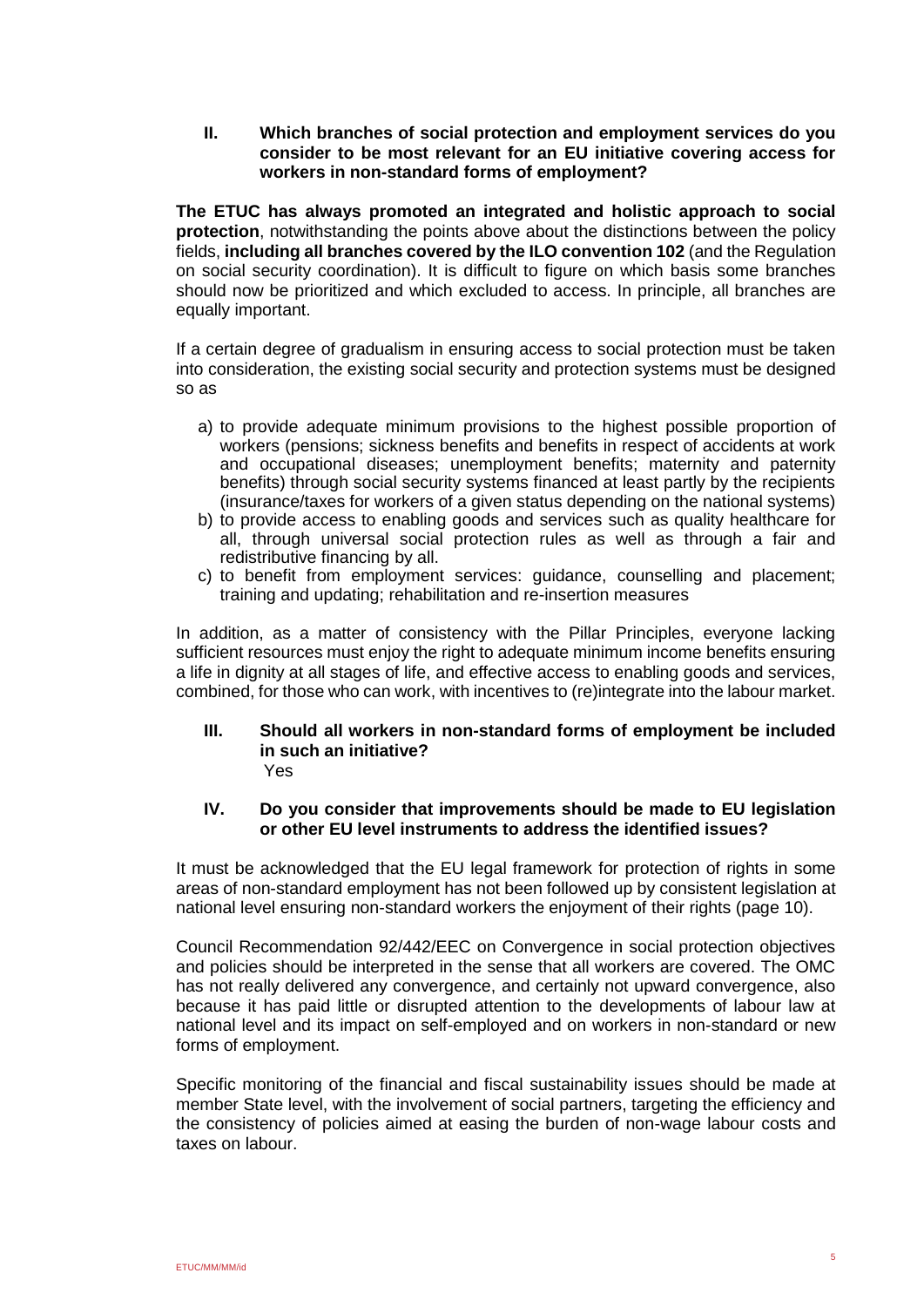**II. Which branches of social protection and employment services do you consider to be most relevant for an EU initiative covering access for workers in non-standard forms of employment?**

**The ETUC has always promoted an integrated and holistic approach to social protection**, notwithstanding the points above about the distinctions between the policy fields, **including all branches covered by the ILO convention 102** (and the Regulation on social security coordination). It is difficult to figure on which basis some branches should now be prioritized and which excluded to access. In principle, all branches are equally important.

If a certain degree of gradualism in ensuring access to social protection must be taken into consideration, the existing social security and protection systems must be designed so as

a) to provide adequate minimum provisions to the highest possible proportion of workers (pensions; sickness benefits and benefits in respect of accidents at work and occupational diseases; unemployment benefits; maternity and paternity benefits) through social security systems financed at least partly by the recipients (insurance/taxes for workers of a given status depending on the national systems)
b) to provide access to enabling goods and services such as quality healthcare for all, through universal social protection rules as well as through a fair and redistributive financing by all.
c) to benefit from employment services: guidance, counselling and placement; training and updating; rehabilitation and re-insertion measures

In addition, as a matter of consistency with the Pillar Principles, everyone lacking sufficient resources must enjoy the right to adequate minimum income benefits ensuring a life in dignity at all stages of life, and effective access to enabling goods and services, combined, for those who can work, with incentives to (re)integrate into the labour market.

**III. Should all workers in non-standard forms of employment be included in such an initiative?**

Yes

**IV. Do you consider that improvements should be made to EU legislation or other EU level instruments to address the identified issues?**

It must be acknowledged that the EU legal framework for protection of rights in some areas of non-standard employment has not been followed up by consistent legislation at national level ensuring non-standard workers the enjoyment of their rights (page 10).

Council Recommendation 92/442/EEC on Convergence in social protection objectives and policies should be interpreted in the sense that all workers are covered. The OMC has not really delivered any convergence, and certainly not upward convergence, also because it has paid little or disrupted attention to the developments of labour law at national level and its impact on self-employed and on workers in non-standard or new forms of employment.

Specific monitoring of the financial and fiscal sustainability issues should be made at member State level, with the involvement of social partners, targeting the efficiency and the consistency of policies aimed at easing the burden of non-wage labour costs and taxes on labour.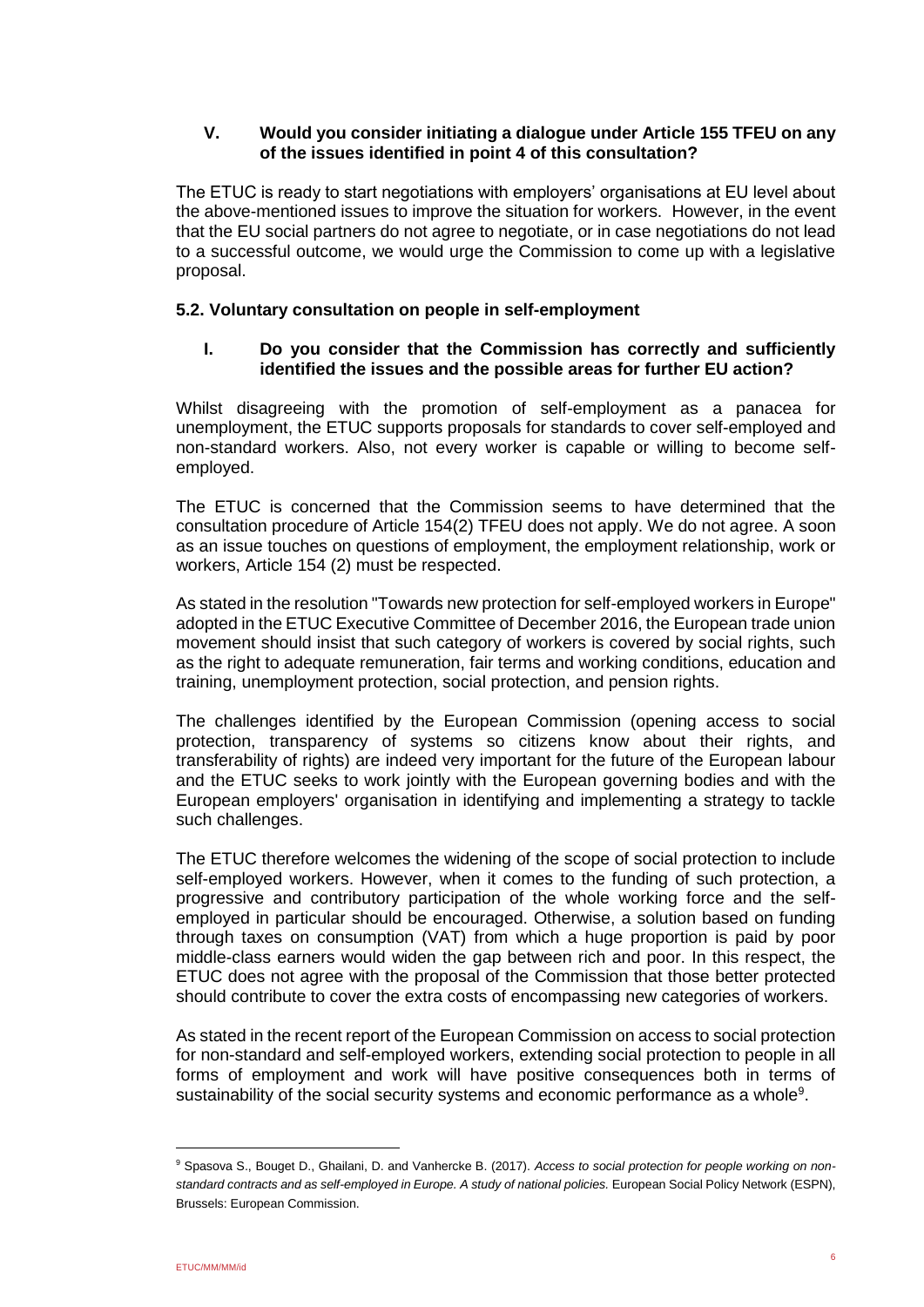### V. Would you consider initiating a dialogue under Article 155 TFEU on any of the issues identified in point 4 of this consultation?

The ETUC is ready to start negotiations with employers' organisations at EU level about the above-mentioned issues to improve the situation for workers. However, in the event that the EU social partners do not agree to negotiate, or in case negotiations do not lead to a successful outcome, we would urge the Commission to come up with a legislative proposal.

### 5.2. Voluntary consultation on people in self-employment

### I. Do you consider that the Commission has correctly and sufficiently identified the issues and the possible areas for further EU action?

Whilst disagreeing with the promotion of self-employment as a panacea for unemployment, the ETUC supports proposals for standards to cover self-employed and non-standard workers. Also, not every worker is capable or willing to become self-employed.

The ETUC is concerned that the Commission seems to have determined that the consultation procedure of Article 154(2) TFEU does not apply. We do not agree. A soon as an issue touches on questions of employment, the employment relationship, work or workers, Article 154 (2) must be respected.

As stated in the resolution "Towards new protection for self-employed workers in Europe" adopted in the ETUC Executive Committee of December 2016, the European trade union movement should insist that such category of workers is covered by social rights, such as the right to adequate remuneration, fair terms and working conditions, education and training, unemployment protection, social protection, and pension rights.

The challenges identified by the European Commission (opening access to social protection, transparency of systems so citizens know about their rights, and transferability of rights) are indeed very important for the future of the European labour and the ETUC seeks to work jointly with the European governing bodies and with the European employers' organisation in identifying and implementing a strategy to tackle such challenges.

The ETUC therefore welcomes the widening of the scope of social protection to include self-employed workers. However, when it comes to the funding of such protection, a progressive and contributory participation of the whole working force and the self-employed in particular should be encouraged. Otherwise, a solution based on funding through taxes on consumption (VAT) from which a huge proportion is paid by poor middle-class earners would widen the gap between rich and poor. In this respect, the ETUC does not agree with the proposal of the Commission that those better protected should contribute to cover the extra costs of encompassing new categories of workers.

As stated in the recent report of the European Commission on access to social protection for non-standard and self-employed workers, extending social protection to people in all forms of employment and work will have positive consequences both in terms of sustainability of the social security systems and economic performance as a whole[9].

---

[9] Spasova S., Bouget D., Ghailani, D. and Vanhercke B. (2017). *Access to social protection for people working on non-standard contracts and as self-employed in Europe. A study of national policies.* European Social Policy Network (ESPN), Brussels: European Commission.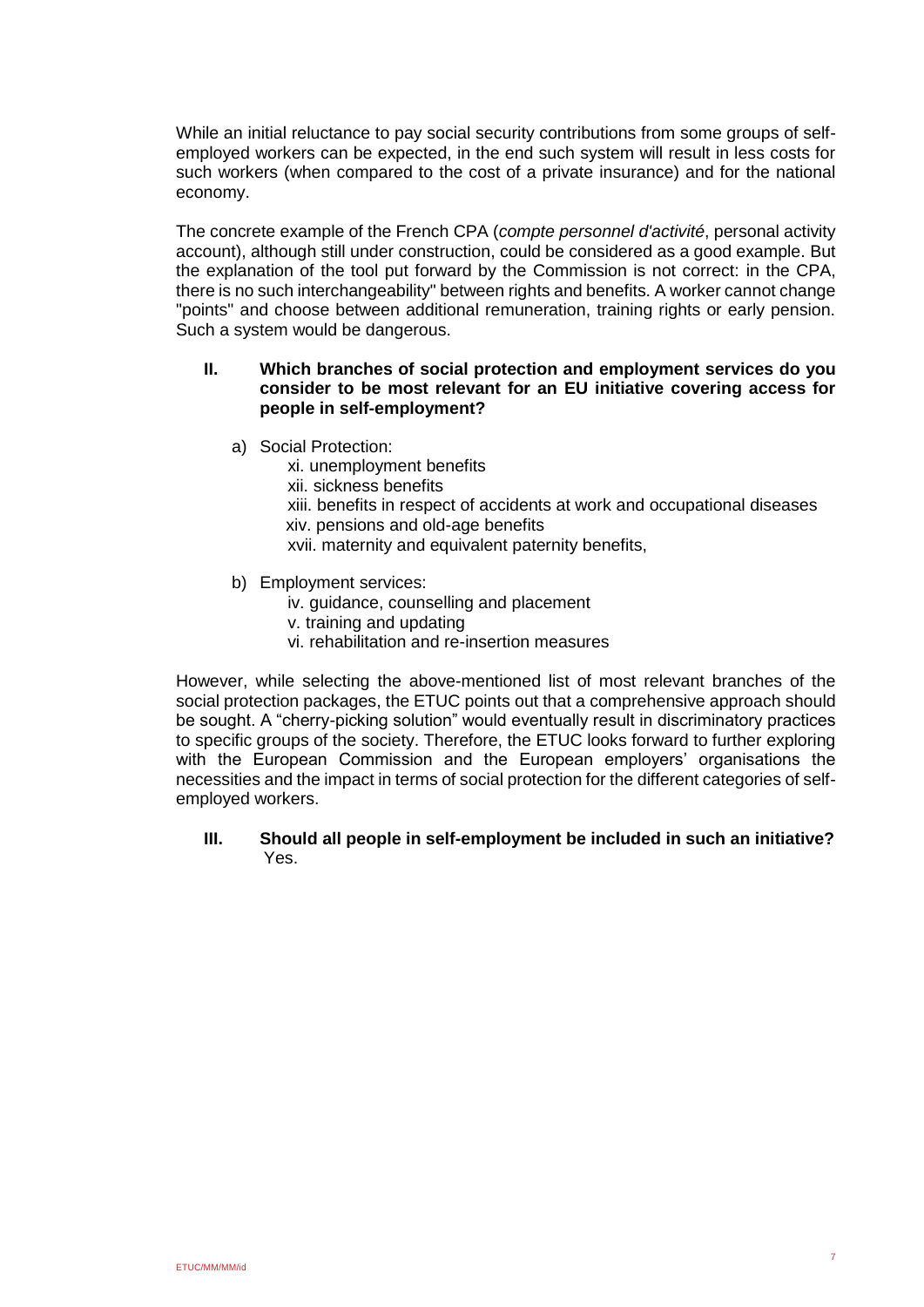While an initial reluctance to pay social security contributions from some groups of self-employed workers can be expected, in the end such system will result in less costs for such workers (when compared to the cost of a private insurance) and for the national economy.

The concrete example of the French CPA (*compte personnel d'activité*, personal activity account), although still under construction, could be considered as a good example. But the explanation of the tool put forward by the Commission is not correct: in the CPA, there is no such interchangeability" between rights and benefits. A worker cannot change "points" and choose between additional remuneration, training rights or early pension. Such a system would be dangerous.

**II. Which branches of social protection and employment services do you consider to be most relevant for an EU initiative covering access for people in self-employment?**

a) Social Protection:
   - xi. unemployment benefits
   - xii. sickness benefits
   - xiii. benefits in respect of accidents at work and occupational diseases
   - xiv. pensions and old-age benefits
   - xvii. maternity and equivalent paternity benefits,

b) Employment services:
   - iv. guidance, counselling and placement
   - v. training and updating
   - vi. rehabilitation and re-insertion measures

However, while selecting the above-mentioned list of most relevant branches of the social protection packages, the ETUC points out that a comprehensive approach should be sought. A "cherry-picking solution" would eventually result in discriminatory practices to specific groups of the society. Therefore, the ETUC looks forward to further exploring with the European Commission and the European employers' organisations the necessities and the impact in terms of social protection for the different categories of self-employed workers.

**III. Should all people in self-employment be included in such an initiative?**
Yes.